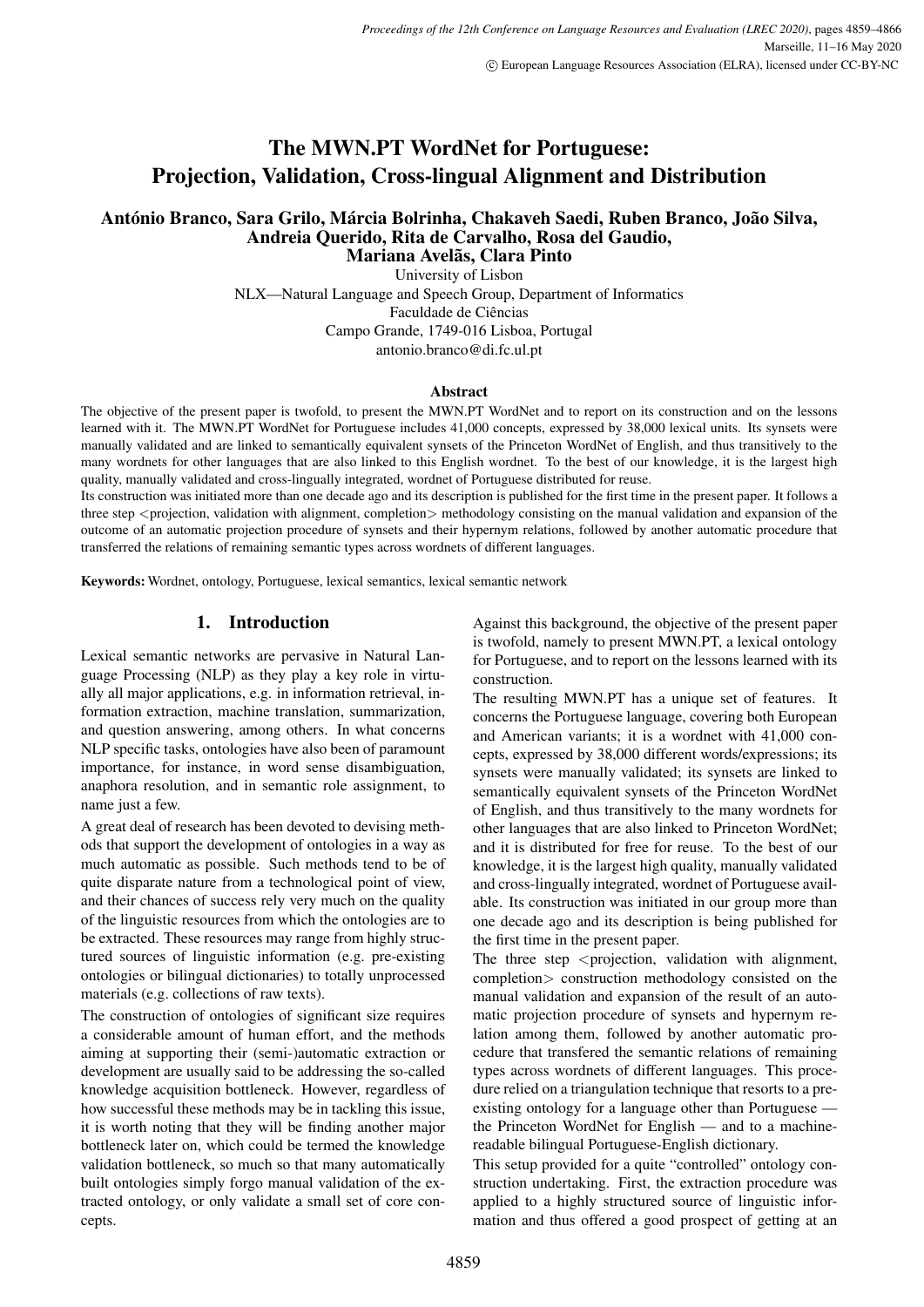# The MWN.PT WordNet for Portuguese: Projection, Validation, Cross-lingual Alignment and Distribution

**António Branco, Sara Grilo, Márcia Bolrinha, Chakaveh Saedi, Ruben Branco, João Silva, Andreia Querido, Rita de Carvalho, Rosa del Gaudio, Mariana Avelãs, Clara Pinto**

University of Lisbon
NLX—Natural Language and Speech Group, Department of Informatics
Faculdade de Ciências
Campo Grande, 1749-016 Lisboa, Portugal
antonio.branco@di.fc.ul.pt

### Abstract

The objective of the present paper is twofold, to present the MWN.PT WordNet and to report on its construction and on the lessons learned with it. The MWN.PT WordNet for Portuguese includes 41,000 concepts, expressed by 38,000 lexical units. Its synsets were manually validated and are linked to semantically equivalent synsets of the Princeton WordNet of English, and thus transitively to the many wordnets for other languages that are also linked to this English wordnet. To the best of our knowledge, it is the largest high quality, manually validated and cross-lingually integrated, wordnet of Portuguese distributed for reuse.

Its construction was initiated more than one decade ago and its description is published for the first time in the present paper. It follows a three step <projection, validation with alignment, completion> methodology consisting on the manual validation and expansion of the outcome of an automatic projection procedure of synsets and their hypernym relations, followed by another automatic procedure that transferred the relations of remaining semantic types across wordnets of different languages.

**Keywords:** Wordnet, ontology, Portuguese, lexical semantics, lexical semantic network

## 1. Introduction

Lexical semantic networks are pervasive in Natural Language Processing (NLP) as they play a key role in virtually all major applications, e.g. in information retrieval, information extraction, machine translation, summarization, and question answering, among others. In what concerns NLP specific tasks, ontologies have also been of paramount importance, for instance, in word sense disambiguation, anaphora resolution, and in semantic role assignment, to name just a few.

A great deal of research has been devoted to devising methods that support the development of ontologies in a way as much automatic as possible. Such methods tend to be of quite disparate nature from a technological point of view, and their chances of success rely very much on the quality of the linguistic resources from which the ontologies are to be extracted. These resources may range from highly structured sources of linguistic information (e.g. pre-existing ontologies or bilingual dictionaries) to totally unprocessed materials (e.g. collections of raw texts).

The construction of ontologies of significant size requires a considerable amount of human effort, and the methods aiming at supporting their (semi-)automatic extraction or development are usually said to be addressing the so-called knowledge acquisition bottleneck. However, regardless of how successful these methods may be in tackling this issue, it is worth noting that they will be finding another major bottleneck later on, which could be termed the knowledge validation bottleneck, so much so that many automatically built ontologies simply forgo manual validation of the extracted ontology, or only validate a small set of core concepts.

Against this background, the objective of the present paper is twofold, namely to present MWN.PT, a lexical ontology for Portuguese, and to report on the lessons learned with its construction.

The resulting MWN.PT has a unique set of features. It concerns the Portuguese language, covering both European and American variants; it is a wordnet with 41,000 concepts, expressed by 38,000 different words/expressions; its synsets were manually validated; its synsets are linked to semantically equivalent synsets of the Princeton WordNet of English, and thus transitively to the many wordnets for other languages that are also linked to Princeton WordNet; and it is distributed for free for reuse. To the best of our knowledge, it is the largest high quality, manually validated and cross-lingually integrated, wordnet of Portuguese available. Its construction was initiated in our group more than one decade ago and its description is being published for the first time in the present paper.

The three step <projection, validation with alignment, completion> construction methodology consisted on the manual validation and expansion of the result of an automatic projection procedure of synsets and hypernym relation among them, followed by another automatic procedure that transfered the semantic relations of remaining types across wordnets of different languages. This procedure relied on a triangulation technique that resorts to a pre-existing ontology for a language other than Portuguese — the Princeton WordNet for English — and to a machine-readable bilingual Portuguese-English dictionary.

This setup provided for a quite "controlled" ontology construction undertaking. First, the extraction procedure was applied to a highly structured source of linguistic information and thus offered a good prospect of getting at an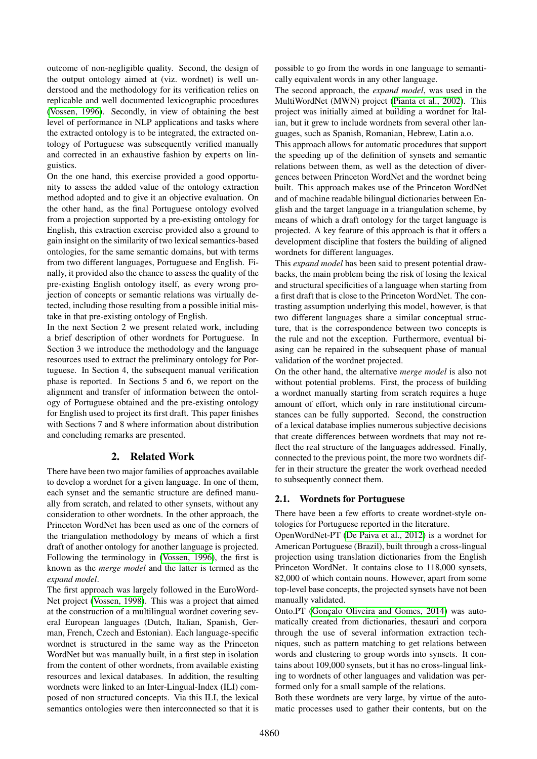outcome of non-negligible quality. Second, the design of the output ontology aimed at (viz. wordnet) is well understood and the methodology for its verification relies on replicable and well documented lexicographic procedures (Vossen, 1996). Secondly, in view of obtaining the best level of performance in NLP applications and tasks where the extracted ontology is to be integrated, the extracted ontology of Portuguese was subsequently verified manually and corrected in an exhaustive fashion by experts on linguistics.

On the one hand, this exercise provided a good opportunity to assess the added value of the ontology extraction method adopted and to give it an objective evaluation. On the other hand, as the final Portuguese ontology evolved from a projection supported by a pre-existing ontology for English, this extraction exercise provided also a ground to gain insight on the similarity of two lexical semantics-based ontologies, for the same semantic domains, but with terms from two different languages, Portuguese and English. Finally, it provided also the chance to assess the quality of the pre-existing English ontology itself, as every wrong projection of concepts or semantic relations was virtually detected, including those resulting from a possible initial mistake in that pre-existing ontology of English.

In the next Section 2 we present related work, including a brief description of other wordnets for Portuguese. In Section 3 we introduce the methodology and the language resources used to extract the preliminary ontology for Portuguese. In Section 4, the subsequent manual verification phase is reported. In Sections 5 and 6, we report on the alignment and transfer of information between the ontology of Portuguese obtained and the pre-existing ontology for English used to project its first draft. This paper finishes with Sections 7 and 8 where information about distribution and concluding remarks are presented.

## 2. Related Work

There have been two major families of approaches available to develop a wordnet for a given language. In one of them, each synset and the semantic structure are defined manually from scratch, and related to other synsets, without any consideration to other wordnets. In the other approach, the Princeton WordNet has been used as one of the corners of the triangulation methodology by means of which a first draft of another ontology for another language is projected. Following the terminology in (Vossen, 1996), the first is known as the *merge model* and the latter is termed as the *expand model*.

The first approach was largely followed in the EuroWordNet project (Vossen, 1998). This was a project that aimed at the construction of a multilingual wordnet covering several European languages (Dutch, Italian, Spanish, German, French, Czech and Estonian). Each language-specific wordnet is structured in the same way as the Princeton WordNet but was manually built, in a first step in isolation from the content of other wordnets, from available existing resources and lexical databases. In addition, the resulting wordnets were linked to an Inter-Lingual-Index (ILI) composed of non structured concepts. Via this ILI, the lexical semantics ontologies were then interconnected so that it is possible to go from the words in one language to semantically equivalent words in any other language.

The second approach, the *expand model*, was used in the MultiWordNet (MWN) project (Pianta et al., 2002). This project was initially aimed at building a wordnet for Italian, but it grew to include wordnets from several other languages, such as Spanish, Romanian, Hebrew, Latin a.o.

This approach allows for automatic procedures that support the speeding up of the definition of synsets and semantic relations between them, as well as the detection of divergences between Princeton WordNet and the wordnet being built. This approach makes use of the Princeton WordNet and of machine readable bilingual dictionaries between English and the target language in a triangulation scheme, by means of which a draft ontology for the target language is projected. A key feature of this approach is that it offers a development discipline that fosters the building of aligned wordnets for different languages.

This *expand model* has been said to present potential drawbacks, the main problem being the risk of losing the lexical and structural specificities of a language when starting from a first draft that is close to the Princeton WordNet. The contrasting assumption underlying this model, however, is that two different languages share a similar conceptual structure, that is the correspondence between two concepts is the rule and not the exception. Furthermore, eventual biasing can be repaired in the subsequent phase of manual validation of the wordnet projected.

On the other hand, the alternative *merge model* is also not without potential problems. First, the process of building a wordnet manually starting from scratch requires a huge amount of effort, which only in rare institutional circumstances can be fully supported. Second, the construction of a lexical database implies numerous subjective decisions that create differences between wordnets that may not reflect the real structure of the languages addressed. Finally, connected to the previous point, the more two wordnets differ in their structure the greater the work overhead needed to subsequently connect them.

### 2.1. Wordnets for Portuguese

There have been a few efforts to create wordnet-style ontologies for Portuguese reported in the literature.

OpenWordNet-PT (De Paiva et al., 2012) is a wordnet for American Portuguese (Brazil), built through a cross-lingual projection using translation dictionaries from the English Princeton WordNet. It contains close to 118,000 synsets, 82,000 of which contain nouns. However, apart from some top-level base concepts, the projected synsets have not been manually validated.

Onto.PT (Gonçalo Oliveira and Gomes, 2014) was automatically created from dictionaries, thesauri and corpora through the use of several information extraction techniques, such as pattern matching to get relations between words and clustering to group words into synsets. It contains about 109,000 synsets, but it has no cross-lingual linking to wordnets of other languages and validation was performed only for a small sample of the relations.

Both these wordnets are very large, by virtue of the automatic processes used to gather their contents, but on the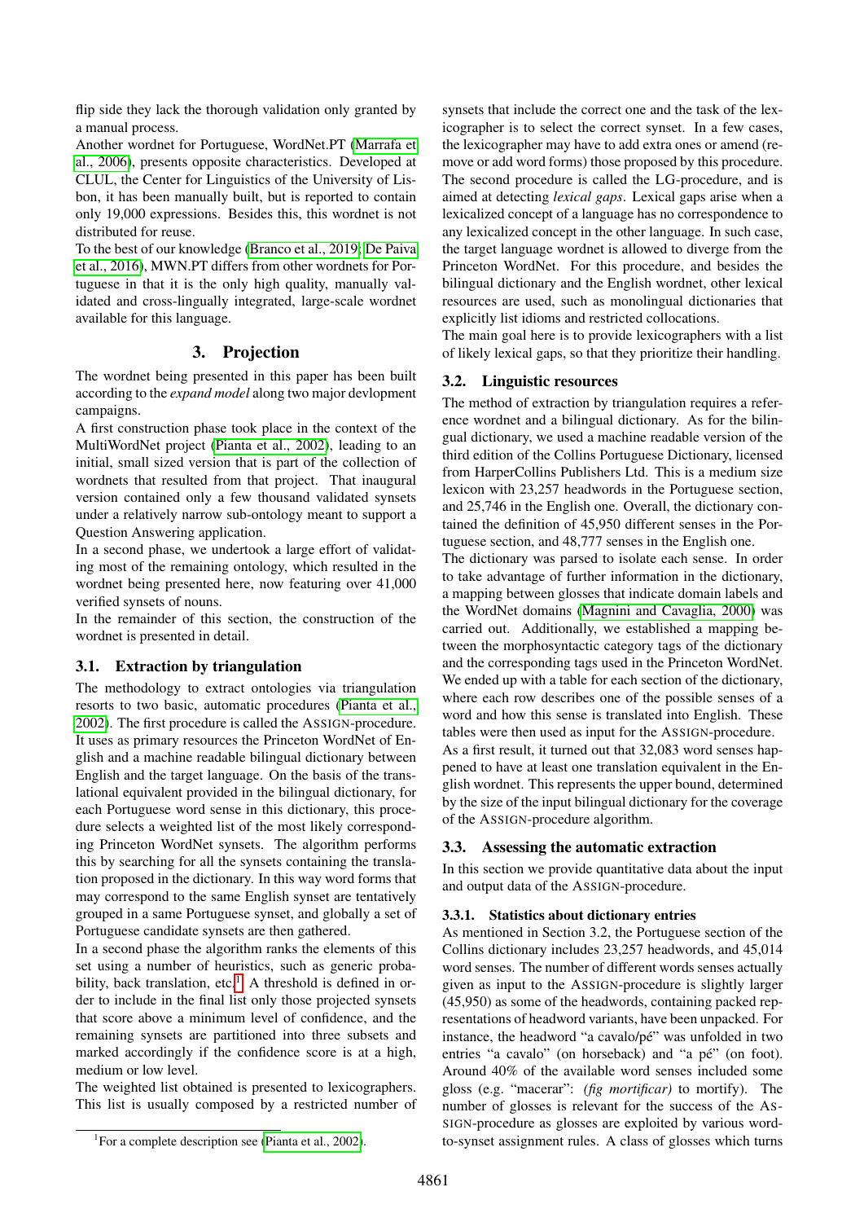flip side they lack the thorough validation only granted by a manual process.

Another wordnet for Portuguese, WordNet.PT (Marrafa et al., 2006), presents opposite characteristics. Developed at CLUL, the Center for Linguistics of the University of Lisbon, it has been manually built, but is reported to contain only 19,000 expressions. Besides this, this wordnet is not distributed for reuse.

To the best of our knowledge (Branco et al., 2019; De Paiva et al., 2016), MWN.PT differs from other wordnets for Portuguese in that it is the only high quality, manually validated and cross-lingually integrated, large-scale wordnet available for this language.

## 3. Projection

The wordnet being presented in this paper has been built according to the *expand model* along two major devlopment campaigns.

A first construction phase took place in the context of the MultiWordNet project (Pianta et al., 2002), leading to an initial, small sized version that is part of the collection of wordnets that resulted from that project. That inaugural version contained only a few thousand validated synsets under a relatively narrow sub-ontology meant to support a Question Answering application.

In a second phase, we undertook a large effort of validating most of the remaining ontology, which resulted in the wordnet being presented here, now featuring over 41,000 verified synsets of nouns.

In the remainder of this section, the construction of the wordnet is presented in detail.

### 3.1. Extraction by triangulation

The methodology to extract ontologies via triangulation resorts to two basic, automatic procedures (Pianta et al., 2002). The first procedure is called the ASSIGN-procedure. It uses as primary resources the Princeton WordNet of English and a machine readable bilingual dictionary between English and the target language. On the basis of the translational equivalent provided in the bilingual dictionary, for each Portuguese word sense in this dictionary, this procedure selects a weighted list of the most likely corresponding Princeton WordNet synsets. The algorithm performs this by searching for all the synsets containing the translation proposed in the dictionary. In this way word forms that may correspond to the same English synset are tentatively grouped in a same Portuguese synset, and globally a set of Portuguese candidate synsets are then gathered.

In a second phase the algorithm ranks the elements of this set using a number of heuristics, such as generic probability, back translation, etc.[1] A threshold is defined in order to include in the final list only those projected synsets that score above a minimum level of confidence, and the remaining synsets are partitioned into three subsets and marked accordingly if the confidence score is at a high, medium or low level.

The weighted list obtained is presented to lexicographers. This list is usually composed by a restricted number of synsets that include the correct one and the task of the lexicographer is to select the correct synset. In a few cases, the lexicographer may have to add extra ones or amend (remove or add word forms) those proposed by this procedure. The second procedure is called the LG-procedure, and is aimed at detecting *lexical gaps*. Lexical gaps arise when a lexicalized concept of a language has no correspondence to any lexicalized concept in the other language. In such case, the target language wordnet is allowed to diverge from the Princeton WordNet. For this procedure, and besides the bilingual dictionary and the English wordnet, other lexical resources are used, such as monolingual dictionaries that explicitly list idioms and restricted collocations.

The main goal here is to provide lexicographers with a list of likely lexical gaps, so that they prioritize their handling.

### 3.2. Linguistic resources

The method of extraction by triangulation requires a reference wordnet and a bilingual dictionary. As for the bilingual dictionary, we used a machine readable version of the third edition of the Collins Portuguese Dictionary, licensed from HarperCollins Publishers Ltd. This is a medium size lexicon with 23,257 headwords in the Portuguese section, and 25,746 in the English one. Overall, the dictionary contained the definition of 45,950 different senses in the Portuguese section, and 48,777 senses in the English one.

The dictionary was parsed to isolate each sense. In order to take advantage of further information in the dictionary, a mapping between glosses that indicate domain labels and the WordNet domains (Magnini and Cavaglia, 2000) was carried out. Additionally, we established a mapping between the morphosyntactic category tags of the dictionary and the corresponding tags used in the Princeton WordNet. We ended up with a table for each section of the dictionary, where each row describes one of the possible senses of a word and how this sense is translated into English. These tables were then used as input for the ASSIGN-procedure.

As a first result, it turned out that 32,083 word senses happened to have at least one translation equivalent in the English wordnet. This represents the upper bound, determined by the size of the input bilingual dictionary for the coverage of the ASSIGN-procedure algorithm.

### 3.3. Assessing the automatic extraction

In this section we provide quantitative data about the input and output data of the ASSIGN-procedure.

#### 3.3.1. Statistics about dictionary entries

As mentioned in Section 3.2, the Portuguese section of the Collins dictionary includes 23,257 headwords, and 45,014 word senses. The number of different words senses actually given as input to the ASSIGN-procedure is slightly larger (45,950) as some of the headwords, containing packed representations of headword variants, have been unpacked. For instance, the headword "a cavalo/pé" was unfolded in two entries "a cavalo" (on horseback) and "a pé" (on foot). Around 40% of the available word senses included some gloss (e.g. "macerar": *(fig mortificar)* to mortify). The number of glosses is relevant for the success of the ASSIGN-procedure as glosses are exploited by various word-to-synset assignment rules. A class of glosses which turns

[1] For a complete description see (Pianta et al., 2002).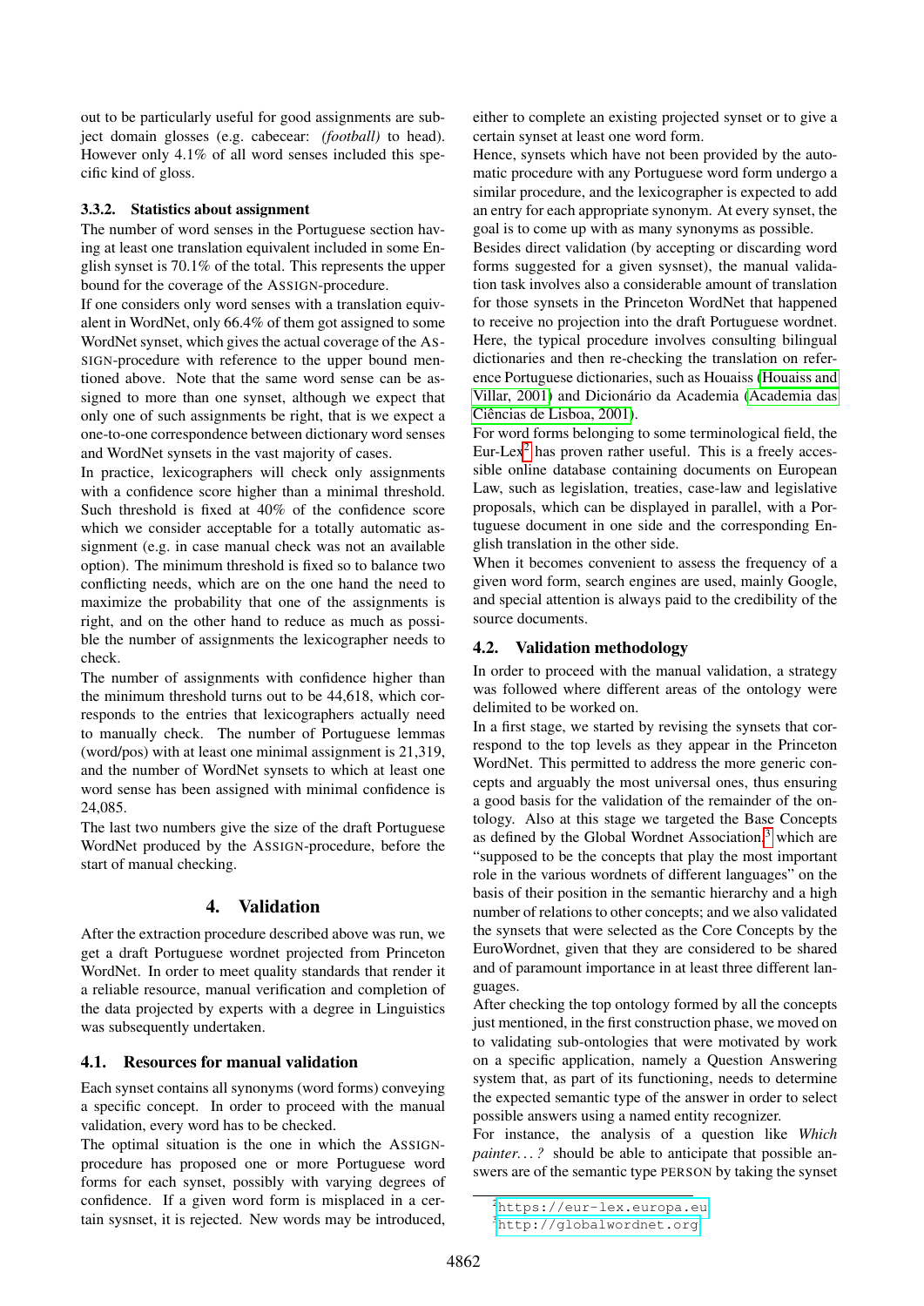out to be particularly useful for good assignments are subject domain glosses (e.g. cabecear: *(football)* to head). However only 4.1% of all word senses included this specific kind of gloss.

### 3.3.2. Statistics about assignment

The number of word senses in the Portuguese section having at least one translation equivalent included in some English synset is 70.1% of the total. This represents the upper bound for the coverage of the ASSIGN-procedure.

If one considers only word senses with a translation equivalent in WordNet, only 66.4% of them got assigned to some WordNet synset, which gives the actual coverage of the ASSIGN-procedure with reference to the upper bound mentioned above. Note that the same word sense can be assigned to more than one synset, although we expect that only one of such assignments be right, that is we expect a one-to-one correspondence between dictionary word senses and WordNet synsets in the vast majority of cases.

In practice, lexicographers will check only assignments with a confidence score higher than a minimal threshold. Such threshold is fixed at 40% of the confidence score which we consider acceptable for a totally automatic assignment (e.g. in case manual check was not an available option). The minimum threshold is fixed so to balance two conflicting needs, which are on the one hand the need to maximize the probability that one of the assignments is right, and on the other hand to reduce as much as possible the number of assignments the lexicographer needs to check.

The number of assignments with confidence higher than the minimum threshold turns out to be 44,618, which corresponds to the entries that lexicographers actually need to manually check. The number of Portuguese lemmas (word/pos) with at least one minimal assignment is 21,319, and the number of WordNet synsets to which at least one word sense has been assigned with minimal confidence is 24,085.

The last two numbers give the size of the draft Portuguese WordNet produced by the ASSIGN-procedure, before the start of manual checking.

## 4. Validation

After the extraction procedure described above was run, we get a draft Portuguese wordnet projected from Princeton WordNet. In order to meet quality standards that render it a reliable resource, manual verification and completion of the data projected by experts with a degree in Linguistics was subsequently undertaken.

### 4.1. Resources for manual validation

Each synset contains all synonyms (word forms) conveying a specific concept. In order to proceed with the manual validation, every word has to be checked.

The optimal situation is the one in which the ASSIGN-procedure has proposed one or more Portuguese word forms for each synset, possibly with varying degrees of confidence. If a given word form is misplaced in a certain sysnset, it is rejected. New words may be introduced, either to complete an existing projected synset or to give a certain synset at least one word form.

Hence, synsets which have not been provided by the automatic procedure with any Portuguese word form undergo a similar procedure, and the lexicographer is expected to add an entry for each appropriate synonym. At every synset, the goal is to come up with as many synonyms as possible.

Besides direct validation (by accepting or discarding word forms suggested for a given sysnset), the manual validation task involves also a considerable amount of translation for those synsets in the Princeton WordNet that happened to receive no projection into the draft Portuguese wordnet. Here, the typical procedure involves consulting bilingual dictionaries and then re-checking the translation on reference Portuguese dictionaries, such as Houaiss (Houaiss and Villar, 2001) and Dicionário da Academia (Academia das Ciências de Lisboa, 2001).

For word forms belonging to some terminological field, the Eur-Lex[2] has proven rather useful. This is a freely accessible online database containing documents on European Law, such as legislation, treaties, case-law and legislative proposals, which can be displayed in parallel, with a Portuguese document in one side and the corresponding English translation in the other side.

When it becomes convenient to assess the frequency of a given word form, search engines are used, mainly Google, and special attention is always paid to the credibility of the source documents.

### 4.2. Validation methodology

In order to proceed with the manual validation, a strategy was followed where different areas of the ontology were delimited to be worked on.

In a first stage, we started by revising the synsets that correspond to the top levels as they appear in the Princeton WordNet. This permitted to address the more generic concepts and arguably the most universal ones, thus ensuring a good basis for the validation of the remainder of the ontology. Also at this stage we targeted the Base Concepts as defined by the Global Wordnet Association,[3] which are "supposed to be the concepts that play the most important role in the various wordnets of different languages" on the basis of their position in the semantic hierarchy and a high number of relations to other concepts; and we also validated the synsets that were selected as the Core Concepts by the EuroWordnet, given that they are considered to be shared and of paramount importance in at least three different languages.

After checking the top ontology formed by all the concepts just mentioned, in the first construction phase, we moved on to validating sub-ontologies that were motivated by work on a specific application, namely a Question Answering system that, as part of its functioning, needs to determine the expected semantic type of the answer in order to select possible answers using a named entity recognizer.

For instance, the analysis of a question like *Which painter...?* should be able to anticipate that possible answers are of the semantic type PERSON by taking the synset

[2] https://eur-lex.europa.eu

[3] http://globalwordnet.org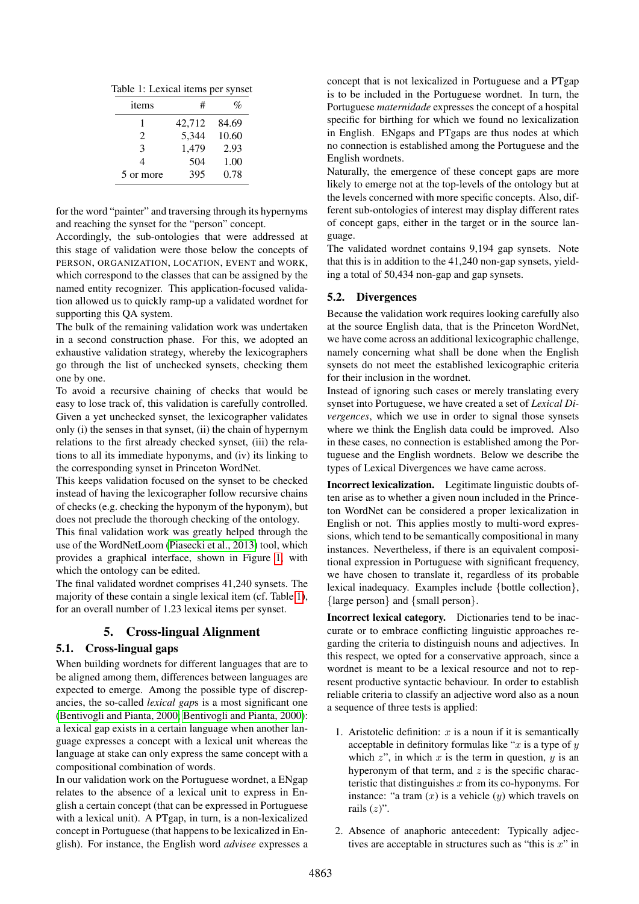Table 1: Lexical items per synset

| items | # | % |
|---|---|---|
| 1 | 42,712 | 84.69 |
| 2 | 5,344 | 10.60 |
| 3 | 1,479 | 2.93 |
| 4 | 504 | 1.00 |
| 5 or more | 395 | 0.78 |

for the word "painter" and traversing through its hypernyms and reaching the synset for the "person" concept.

Accordingly, the sub-ontologies that were addressed at this stage of validation were those below the concepts of PERSON, ORGANIZATION, LOCATION, EVENT and WORK, which correspond to the classes that can be assigned by the named entity recognizer. This application-focused validation allowed us to quickly ramp-up a validated wordnet for supporting this QA system.

The bulk of the remaining validation work was undertaken in a second construction phase. For this, we adopted an exhaustive validation strategy, whereby the lexicographers go through the list of unchecked synsets, checking them one by one.

To avoid a recursive chaining of checks that would be easy to lose track of, this validation is carefully controlled. Given a yet unchecked synset, the lexicographer validates only (i) the senses in that synset, (ii) the chain of hypernym relations to the first already checked synset, (iii) the relations to all its immediate hyponyms, and (iv) its linking to the corresponding synset in Princeton WordNet.

This keeps validation focused on the synset to be checked instead of having the lexicographer follow recursive chains of checks (e.g. checking the hyponym of the hyponym), but does not preclude the thorough checking of the ontology.

This final validation work was greatly helped through the use of the WordNetLoom (Piasecki et al., 2013) tool, which provides a graphical interface, shown in Figure 1, with which the ontology can be edited.

The final validated wordnet comprises 41,240 synsets. The majority of these contain a single lexical item (cf. Table 1), for an overall number of 1.23 lexical items per synset.

## 5. Cross-lingual Alignment

### 5.1. Cross-lingual gaps

When building wordnets for different languages that are to be aligned among them, differences between languages are expected to emerge. Among the possible type of discrepancies, the so-called *lexical gap*s is a most significant one (Bentivogli and Pianta, 2000; Bentivogli and Pianta, 2000): a lexical gap exists in a certain language when another language expresses a concept with a lexical unit whereas the language at stake can only express the same concept with a compositional combination of words.

In our validation work on the Portuguese wordnet, a ENgap relates to the absence of a lexical unit to express in English a certain concept (that can be expressed in Portuguese with a lexical unit). A PTgap, in turn, is a non-lexicalized concept in Portuguese (that happens to be lexicalized in English). For instance, the English word *advisee* expresses a concept that is not lexicalized in Portuguese and a PTgap is to be included in the Portuguese wordnet. In turn, the Portuguese *maternidade* expresses the concept of a hospital specific for birthing for which we found no lexicalization in English. ENgaps and PTgaps are thus nodes at which no connection is established among the Portuguese and the English wordnets.

Naturally, the emergence of these concept gaps are more likely to emerge not at the top-levels of the ontology but at the levels concerned with more specific concepts. Also, different sub-ontologies of interest may display different rates of concept gaps, either in the target or in the source language.

The validated wordnet contains 9,194 gap synsets. Note that this is in addition to the 41,240 non-gap synsets, yielding a total of 50,434 non-gap and gap synsets.

### 5.2. Divergences

Because the validation work requires looking carefully also at the source English data, that is the Princeton WordNet, we have come across an additional lexicographic challenge, namely concerning what shall be done when the English synsets do not meet the established lexicographic criteria for their inclusion in the wordnet.

Instead of ignoring such cases or merely translating every synset into Portuguese, we have created a set of *Lexical Divergences*, which we use in order to signal those synsets where we think the English data could be improved. Also in these cases, no connection is established among the Portuguese and the English wordnets. Below we describe the types of Lexical Divergences we have came across.

**Incorrect lexicalization.** Legitimate linguistic doubts often arise as to whether a given noun included in the Princeton WordNet can be considered a proper lexicalization in English or not. This applies mostly to multi-word expressions, which tend to be semantically compositional in many instances. Nevertheless, if there is an equivalent compositional expression in Portuguese with significant frequency, we have chosen to translate it, regardless of its probable lexical inadequacy. Examples include {bottle collection}, {large person} and {small person}.

**Incorrect lexical category.** Dictionaries tend to be inaccurate or to embrace conflicting linguistic approaches regarding the criteria to distinguish nouns and adjectives. In this respect, we opted for a conservative approach, since a wordnet is meant to be a lexical resource and not to represent productive syntactic behaviour. In order to establish reliable criteria to classify an adjective word also as a noun a sequence of three tests is applied:

1. Aristotelic definition: $x$ is a noun if it is semantically acceptable in definitory formulas like "$x$ is a type of $y$ which $z$", in which $x$ is the term in question, $y$ is an hyperonym of that term, and $z$ is the specific characteristic that distinguishes $x$ from its co-hyponyms. For instance: "a tram ($x$) is a vehicle ($y$) which travels on rails ($z$)".

2. Absence of anaphoric antecedent: Typically adjectives are acceptable in structures such as "this is $x$" in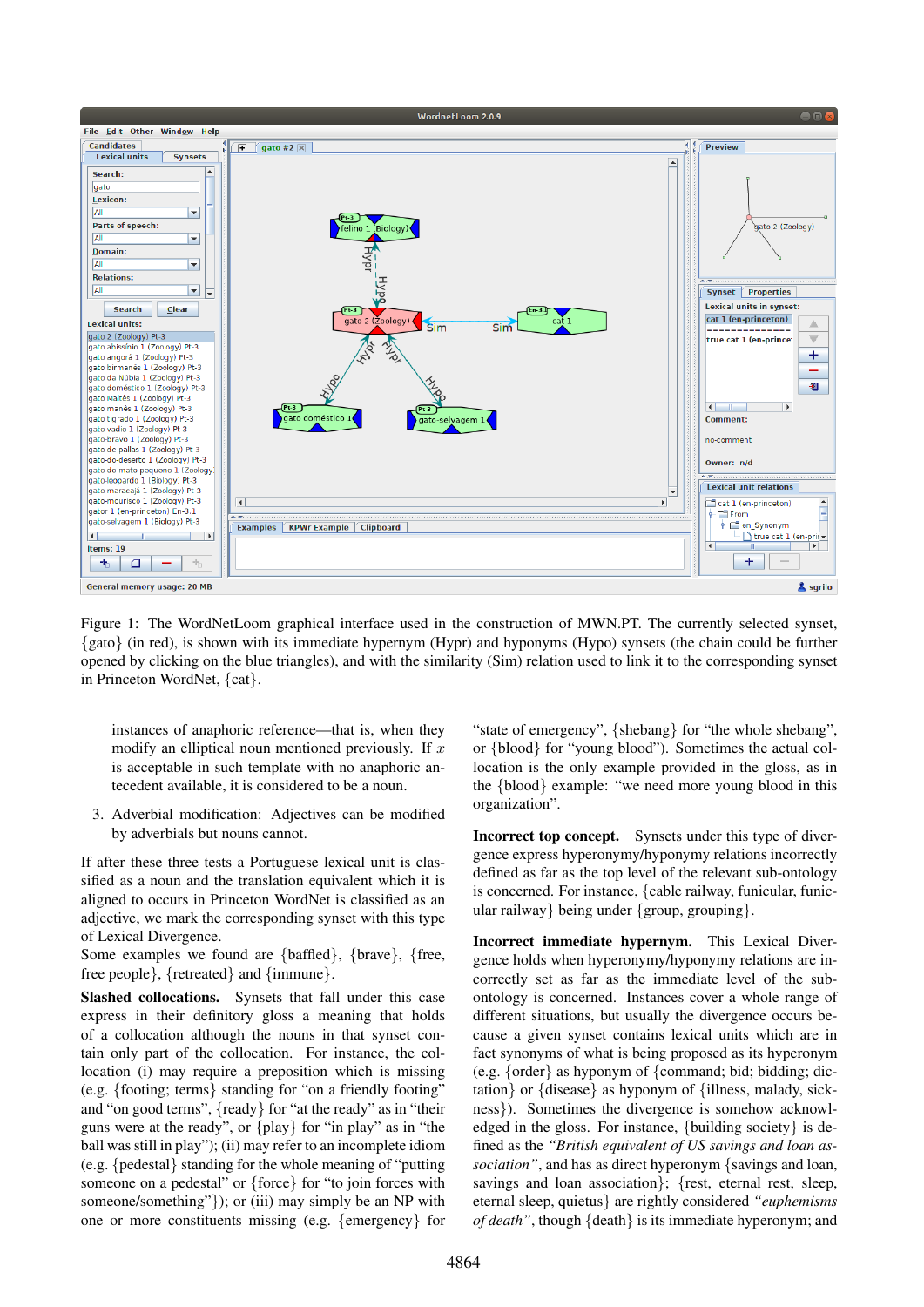Figure 1: The WordNetLoom graphical interface used in the construction of MWN.PT. The currently selected synset, {gato} (in red), is shown with its immediate hypernym (Hypr) and hyponyms (Hypo) synsets (the chain could be further opened by clicking on the blue triangles), and with the similarity (Sim) relation used to link it to the corresponding synset in Princeton WordNet, {cat}.

instances of anaphoric reference—that is, when they modify an elliptical noun mentioned previously. If $x$ is acceptable in such template with no anaphoric antecedent available, it is considered to be a noun.

3. Adverbial modification: Adjectives can be modified by adverbials but nouns cannot.

If after these three tests a Portuguese lexical unit is classified as a noun and the translation equivalent which it is aligned to occurs in Princeton WordNet is classified as an adjective, we mark the corresponding synset with this type of Lexical Divergence.

Some examples we found are {baffled}, {brave}, {free, free people}, {retreated} and {immune}.

**Slashed collocations.** Synsets that fall under this case express in their definitory gloss a meaning that holds of a collocation although the nouns in that synset contain only part of the collocation. For instance, the collocation (i) may require a preposition which is missing (e.g. {footing; terms} standing for "on a friendly footing" and "on good terms", {ready} for "at the ready" as in "their guns were at the ready", or {play} for "in play" as in "the ball was still in play"); (ii) may refer to an incomplete idiom (e.g. {pedestal} standing for the whole meaning of "putting someone on a pedestal" or {force} for "to join forces with someone/something"}); or (iii) may simply be an NP with one or more constituents missing (e.g. {emergency} for "state of emergency", {shebang} for "the whole shebang", or {blood} for "young blood"). Sometimes the actual collocation is the only example provided in the gloss, as in the {blood} example: "we need more young blood in this organization".

**Incorrect top concept.** Synsets under this type of divergence express hyperonymy/hyponymy relations incorrectly defined as far as the top level of the relevant sub-ontology is concerned. For instance, {cable railway, funicular, funicular railway} being under {group, grouping}.

**Incorrect immediate hypernym.** This Lexical Divergence holds when hyperonymy/hyponymy relations are incorrectly set as far as the immediate level of the sub-ontology is concerned. Instances cover a whole range of different situations, but usually the divergence occurs because a given synset contains lexical units which are in fact synonyms of what is being proposed as its hyperonym (e.g. {order} as hyponym of {command; bid; bidding; dictation} or {disease} as hyponym of {illness, malady, sickness}). Sometimes the divergence is somehow acknowledged in the gloss. For instance, {building society} is defined as the *"British equivalent of US savings and loan association"*, and has as direct hyperonym {savings and loan, savings and loan association}; {rest, eternal rest, sleep, eternal sleep, quietus} are rightly considered *"euphemisms of death"*, though {death} is its immediate hyperonym; and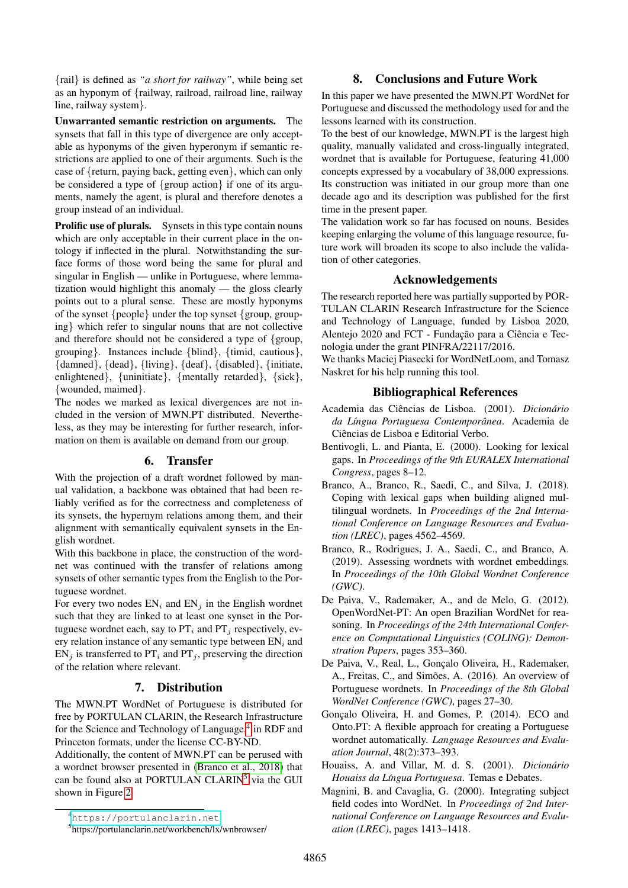{rail} is defined as *"a short for railway"*, while being set as an hyponym of {railway, railroad, railroad line, railway line, railway system}.

**Unwarranted semantic restriction on arguments.** The synsets that fall in this type of divergence are only acceptable as hyponyms of the given hyperonym if semantic restrictions are applied to one of their arguments. Such is the case of {return, paying back, getting even}, which can only be considered a type of {group action} if one of its arguments, namely the agent, is plural and therefore denotes a group instead of an individual.

**Prolific use of plurals.** Synsets in this type contain nouns which are only acceptable in their current place in the ontology if inflected in the plural. Notwithstanding the surface forms of those word being the same for plural and singular in English — unlike in Portuguese, where lemmatization would highlight this anomaly — the gloss clearly points out to a plural sense. These are mostly hyponyms of the synset {people} under the top synset {group, grouping} which refer to singular nouns that are not collective and therefore should not be considered a type of {group, grouping}. Instances include {blind}, {timid, cautious}, {damned}, {dead}, {living}, {deaf}, {disabled}, {initiate, enlightened}, {uninitiate}, {mentally retarded}, {sick}, {wounded, maimed}.

The nodes we marked as lexical divergences are not included in the version of MWN.PT distributed. Nevertheless, as they may be interesting for further research, information on them is available on demand from our group.

## 6. Transfer

With the projection of a draft wordnet followed by manual validation, a backbone was obtained that had been reliably verified as for the correctness and completeness of its synsets, the hypernym relations among them, and their alignment with semantically equivalent synsets in the English wordnet.

With this backbone in place, the construction of the wordnet was continued with the transfer of relations among synsets of other semantic types from the English to the Portuguese wordnet.

For every two nodes $\text{EN}_i$ and $\text{EN}_j$ in the English wordnet such that they are linked to at least one synset in the Portuguese wordnet each, say to $\text{PT}_i$ and $\text{PT}_j$ respectively, every relation instance of any semantic type between $\text{EN}_i$ and $\text{EN}_j$ is transferred to $\text{PT}_i$ and $\text{PT}_j$, preserving the direction of the relation where relevant.

## 7. Distribution

The MWN.PT WordNet of Portuguese is distributed for free by PORTULAN CLARIN, the Research Infrastructure for the Science and Technology of Language,[4] in RDF and Princeton formats, under the license CC-BY-ND.

Additionally, the content of MWN.PT can be perused with a wordnet browser presented in (Branco et al., 2018) that can be found also at PORTULAN CLARIN[5] via the GUI shown in Figure 2.

[4] https://portulanclarin.net

[5] https://portulanclarin.net/workbench/lx/wnbrowser/

## 8. Conclusions and Future Work

In this paper we have presented the MWN.PT WordNet for Portuguese and discussed the methodology used for and the lessons learned with its construction.

To the best of our knowledge, MWN.PT is the largest high quality, manually validated and cross-lingually integrated, wordnet that is available for Portuguese, featuring 41,000 concepts expressed by a vocabulary of 38,000 expressions. Its construction was initiated in our group more than one decade ago and its description was published for the first time in the present paper.

The validation work so far has focused on nouns. Besides keeping enlarging the volume of this language resource, future work will broaden its scope to also include the validation of other categories.

## Acknowledgements

The research reported here was partially supported by PORTULAN CLARIN Research Infrastructure for the Science and Technology of Language, funded by Lisboa 2020, Alentejo 2020 and FCT - Fundação para a Ciência e Tecnologia under the grant PINFRA/22117/2016.

We thanks Maciej Piasecki for WordNetLoom, and Tomasz Naskret for his help running this tool.

## Bibliographical References

Academia das Ciências de Lisboa. (2001). *Dicionário da Língua Portuguesa Contemporânea*. Academia de Ciências de Lisboa e Editorial Verbo.

Bentivogli, L. and Pianta, E. (2000). Looking for lexical gaps. In *Proceedings of the 9th EURALEX International Congress*, pages 8–12.

Branco, A., Branco, R., Saedi, C., and Silva, J. (2018). Coping with lexical gaps when building aligned multilingual wordnets. In *Proceedings of the 2nd International Conference on Language Resources and Evaluation (LREC)*, pages 4562–4569.

Branco, R., Rodrigues, J. A., Saedi, C., and Branco, A. (2019). Assessing wordnets with wordnet embeddings. In *Proceedings of the 10th Global Wordnet Conference (GWC)*.

De Paiva, V., Rademaker, A., and de Melo, G. (2012). OpenWordNet-PT: An open Brazilian WordNet for reasoning. In *Proceedings of the 24th International Conference on Computational Linguistics (COLING): Demonstration Papers*, pages 353–360.

De Paiva, V., Real, L., Gonçalo Oliveira, H., Rademaker, A., Freitas, C., and Simões, A. (2016). An overview of Portuguese wordnets. In *Proceedings of the 8th Global WordNet Conference (GWC)*, pages 27–30.

Gonçalo Oliveira, H. and Gomes, P. (2014). ECO and Onto.PT: A flexible approach for creating a Portuguese wordnet automatically. *Language Resources and Evaluation Journal*, 48(2):373–393.

Houaiss, A. and Villar, M. d. S. (2001). *Dicionário Houaiss da Língua Portuguesa*. Temas e Debates.

Magnini, B. and Cavaglia, G. (2000). Integrating subject field codes into WordNet. In *Proceedings of 2nd International Conference on Language Resources and Evaluation (LREC)*, pages 1413–1418.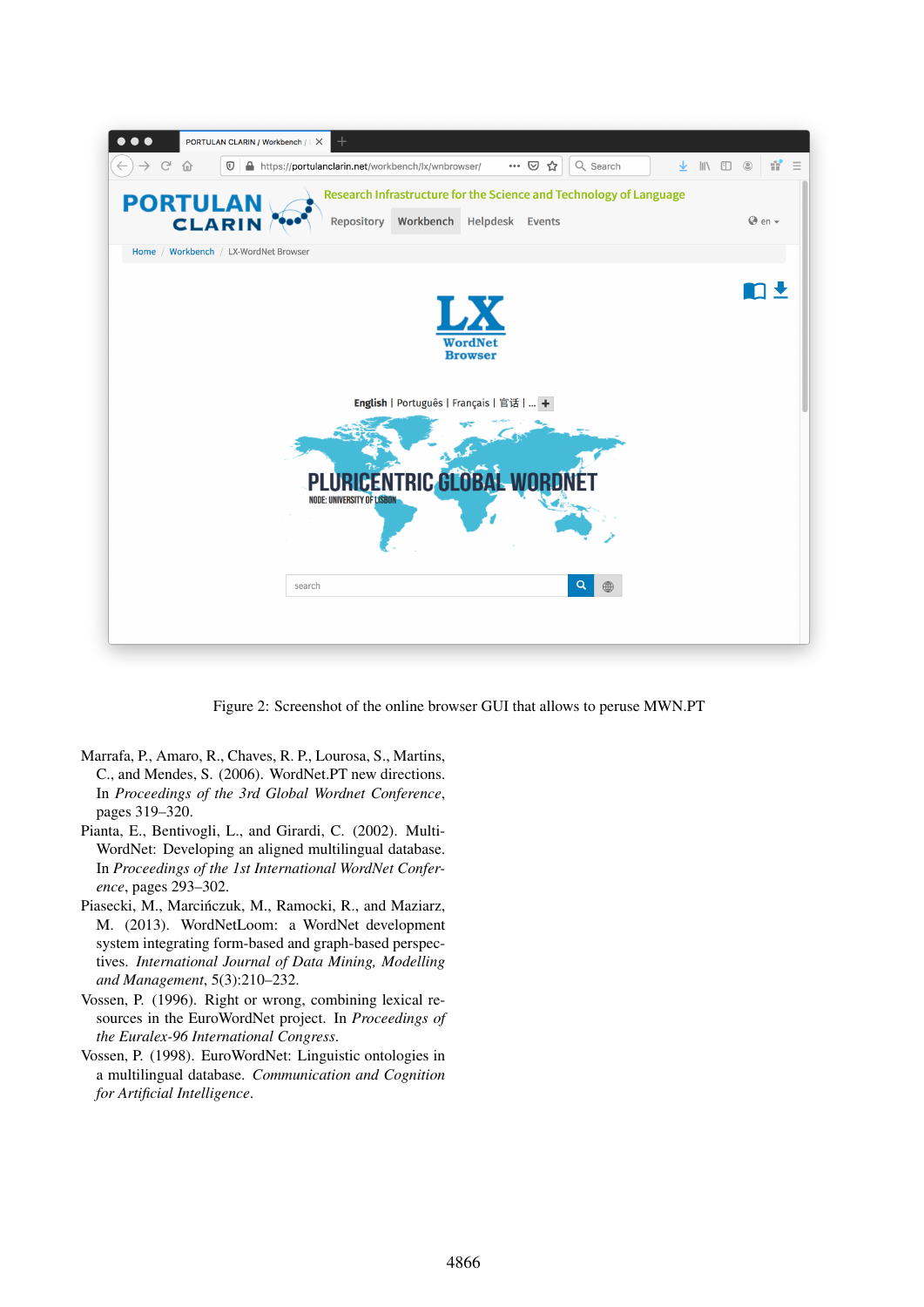Figure 2: Screenshot of the online browser GUI that allows to peruse MWN.PT

Marrafa, P., Amaro, R., Chaves, R. P., Lourosa, S., Martins, C., and Mendes, S. (2006). WordNet.PT new directions. In *Proceedings of the 3rd Global Wordnet Conference*, pages 319–320.

Pianta, E., Bentivogli, L., and Girardi, C. (2002). MultiWordNet: Developing an aligned multilingual database. In *Proceedings of the 1st International WordNet Conference*, pages 293–302.

Piasecki, M., Marcińczuk, M., Ramocki, R., and Maziarz, M. (2013). WordNetLoom: a WordNet development system integrating form-based and graph-based perspectives. *International Journal of Data Mining, Modelling and Management*, 5(3):210–232.

Vossen, P. (1996). Right or wrong, combining lexical resources in the EuroWordNet project. In *Proceedings of the Euralex-96 International Congress*.

Vossen, P. (1998). EuroWordNet: Linguistic ontologies in a multilingual database. *Communication and Cognition for Artificial Intelligence*.